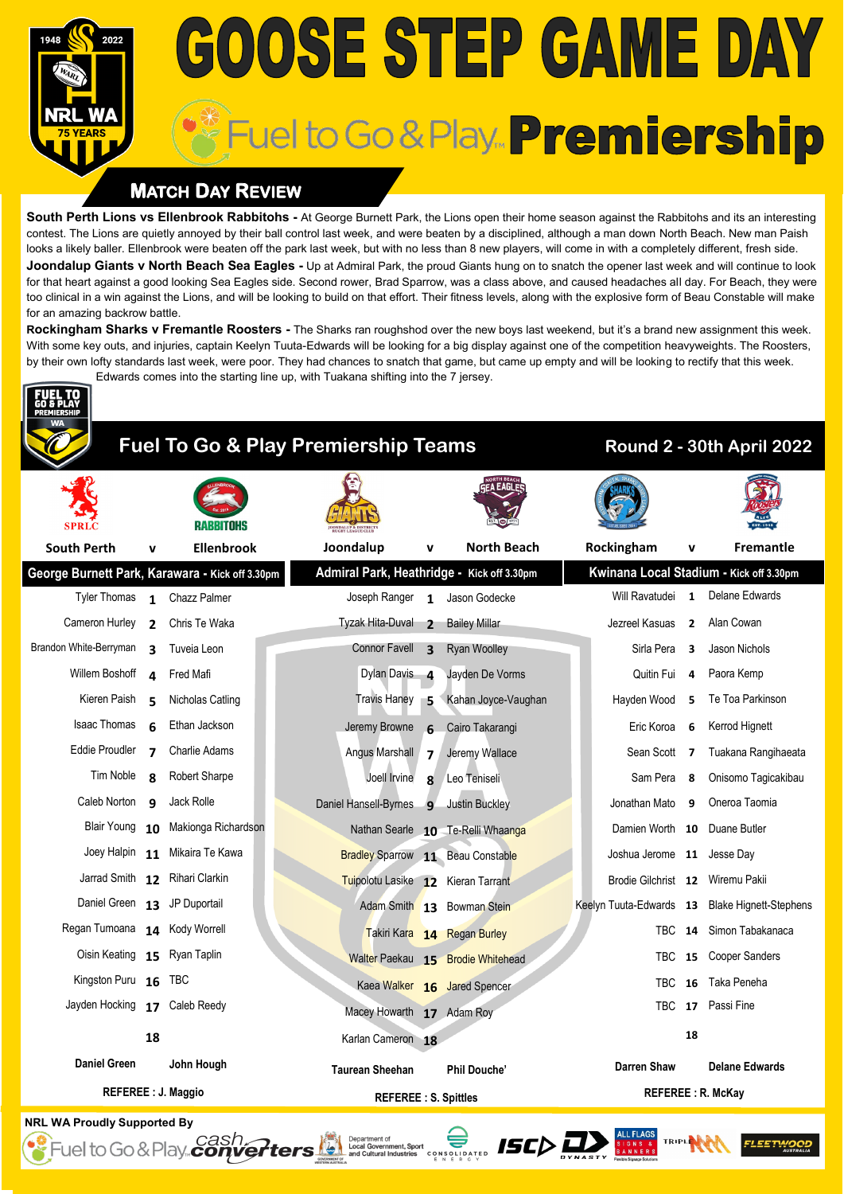# GOOSE STEP GAME DAY

## Fuel to Go & Play Premiership

NRL WA 1948 2022 75 YEARS

### MATCH DAY REVIEW

**South Perth Lions vs Ellenbrook Rabbitohs -** At George Burnett Park, the Lions open their home season against the Rabbitohs and its an interesting contest. The Lions are quietly annoyed by their ball control last week, and were beaten by a disciplined, although a man down North Beach. New man Paish looks a likely baller. Ellenbrook were beaten off the park last week, and with no less than 8 new players, will come in with a completely different, fresh side.

**Joondalup Giants v North Beach Sea Eagles -** Up at Admiral Park, the proud Giants hung on to snatch the opener last week and will continue to look for that heart against a good looking Sea Eagles side. Second rower, Brad Sparrow, was a class above, and caused headaches all day. For Beach, they were too clinical in a win against the Lions, and will be looking to build on that effort. Their fitness levels, along with the explosive form of Beau Constable will make for an amazing backrow battle.

**Rockingham Sharks v Fremantle Roosters -** The Sharks ran roughshod over the new boys last weekend, but it's a brand new assignment this week. With some key outs, and injuries, captain Keelyn Tuuta-Edwards will be looking for a big display against one of the competition heavyweights. The Roosters, by their own lofty standards last week, were poor. They had chances to snatch that game, but came up empty and will be looking to rectify that this week. Edwards comes into the starting line up, with Tuakana shifting into the 7 jersey.

## Fuel To Go & Play Premiership Teams — Round 2 - 30th April 2022

**George Burnett Park, Karawara - Kick off 3.30pm**

| South Perth | v | Ellenbrook |
|---|---|---|
| Tyler Thomas | 1 | Chazz Palmer |
| Cameron Hurley | 2 | Chris Te Waka |
| Brandon White-Berryman | 3 | Tuveia Leon |
| Willem Boshoff | 4 | Fred Mafi |
| Kieren Paish | 5 | Nicholas Catling |
| Isaac Thomas | 6 | Ethan Jackson |
| Eddie Proudler | 7 | Charlie Adams |
| Tim Noble | 8 | Robert Sharpe |
| Caleb Norton | 9 | Jack Rolle |
| Blair Young | 10 | Makionga Richardson |
| Joey Halpin | 11 | Mikaira Te Kawa |
| Jarrad Smith | 12 | Rihari Clarkin |
| Daniel Green | 13 | JP Duportail |
| Regan Tumoana | 14 | Kody Worrell |
| Oisin Keating | 15 | Ryan Taplin |
| Kingston Puru | 16 | TBC |
| Jayden Hocking | 17 | Caleb Reedy |
| | 18 | |
| **Daniel Green** | | **John Hough** |

**REFEREE : J. Maggio**

**Admiral Park, Heathridge - Kick off 3.30pm**

| Joondalup | v | North Beach |
|---|---|---|
| Joseph Ranger | 1 | Jason Godecke |
| Tyzak Hita-Duval | 2 | Bailey Millar |
| Connor Favell | 3 | Ryan Woolley |
| Dylan Davis | 4 | Jayden De Vorms |
| Travis Haney | 5 | Kahan Joyce-Vaughan |
| Jeremy Browne | 6 | Cairo Takarangi |
| Angus Marshall | 7 | Jeremy Wallace |
| Joell Irvine | 8 | Leo Teniseli |
| Daniel Hansell-Byrnes | 9 | Justin Buckley |
| Nathan Searle | 10 | Te-Relli Whaanga |
| Bradley Sparrow | 11 | Beau Constable |
| Tuipolotu Lasike | 12 | Kieran Tarrant |
| Adam Smith | 13 | Bowman Stein |
| Takiri Kara | 14 | Regan Burley |
| Walter Paekau | 15 | Brodie Whitehead |
| Kaea Walker | 16 | Jared Spencer |
| Macey Howarth | 17 | Adam Roy |
| Karlan Cameron | 18 | |
| **Taurean Sheehan** | | **Phil Douche'** |

**REFEREE : S. Spittles**

**Kwinana Local Stadium - Kick off 3.30pm**

| Rockingham | v | Fremantle |
|---|---|---|
| Will Ravatudei | 1 | Delane Edwards |
| Jezreel Kasuas | 2 | Alan Cowan |
| Sirla Pera | 3 | Jason Nichols |
| Quitin Fui | 4 | Paora Kemp |
| Hayden Wood | 5 | Te Toa Parkinson |
| Eric Koroa | 6 | Kerrod Hignett |
| Sean Scott | 7 | Tuakana Rangihaeata |
| Sam Pera | 8 | Onisomo Tagicakibau |
| Jonathan Mato | 9 | Oneroa Taomia |
| Damien Worth | 10 | Duane Butler |
| Joshua Jerome | 11 | Jesse Day |
| Brodie Gilchrist | 12 | Wiremu Pakii |
| Keelyn Tuuta-Edwards | 13 | Blake Hignett-Stephens |
| TBC | 14 | Simon Tabakanaca |
| TBC | 15 | Cooper Sanders |
| TBC | 16 | Taka Peneha |
| TBC | 17 | Passi Fine |
| | 18 | |
| **Darren Shaw** | | **Delane Edwards** |

**REFEREE : R. McKay**

**NRL WA Proudly Supported By**

Fuel to Go & Play, Cash Converters, Department of Local Government, Sport and Cultural Industries, Consolidated Energy, ISC, Dynasty, All Flags Signs & Banners, Triple M, Fleetwood Australia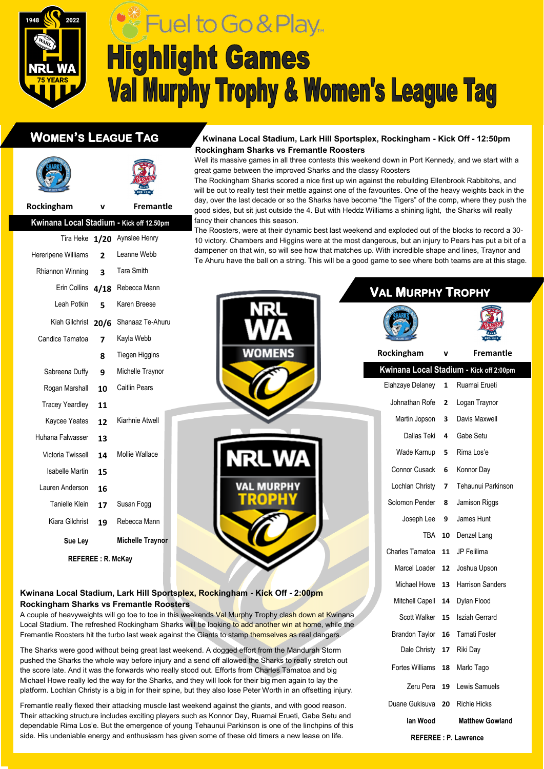# Fuel to Go & Play

# Highlight Games

# Val Murphy Trophy & Women's League Tag

## WOMEN'S LEAGUE TAG

| Rockingham | v | Fremantle |
|---|---|---|
| **Kwinana Local Stadium - Kick off 12.50pm** | | |
| Tira Heke | 1/20 | Aynslee Henry |
| Hereripene Williams | 2 | Leanne Webb |
| Rhiannon Winning | 3 | Tara Smith |
| Erin Collins | 4/18 | Rebecca Mann |
| Leah Potkin | 5 | Karen Breese |
| Kiah Gilchrist | 20/6 | Shanaaz Te-Ahuru |
| Candice Tamatoa | 7 | Kayla Webb |
| | 8 | Tiegen Higgins |
| Sabreena Duffy | 9 | Michelle Traynor |
| Rogan Marshall | 10 | Caitlin Pears |
| Tracey Yeardley | 11 | |
| Kaycee Yeates | 12 | Kiarhnie Atwell |
| Huhana Falwasser | 13 | |
| Victoria Twissell | 14 | Mollie Wallace |
| Isabelle Martin | 15 | |
| Lauren Anderson | 16 | |
| Tanielle Klein | 17 | Susan Fogg |
| Kiara Gilchrist | 19 | Rebecca Mann |
| **Sue Ley** | | **Michelle Traynor** |

**REFEREE : R. McKay**

**Kwinana Local Stadium, Lark Hill Sportsplex, Rockingham - Kick Off - 12:50pm**
**Rockingham Sharks vs Fremantle Roosters**

Well its massive games in all three contests this weekend down in Port Kennedy, and we start with a great game between the improved Sharks and the classy Roosters

The Rockingham Sharks scored a nice first up win against the rebuilding Ellenbrook Rabbitohs, and will be out to really test their mettle against one of the favourites. One of the heavy weights back in the day, over the last decade or so the Sharks have become "the Tigers" of the comp, where they push the good sides, but sit just outside the 4. But with Heddz Williams a shining light, the Sharks will really fancy their chances this season.

The Roosters, were at their dynamic best last weekend and exploded out of the blocks to record a 30-10 victory. Chambers and Higgins were at the most dangerous, but an injury to Pears has put a bit of a dampener on that win, so will see how that matches up. With incredible shape and lines, Traynor and Te Ahuru have the ball on a string. This will be a good game to see where both teams are at this stage.

## VAL MURPHY TROPHY

| Rockingham | v | Fremantle |
|---|---|---|
| **Kwinana Local Stadium - Kick off 2:00pm** | | |
| Elahzaye Delaney | 1 | Ruamai Erueti |
| Johnathan Rofe | 2 | Logan Traynor |
| Martin Jopson | 3 | Davis Maxwell |
| Dallas Teki | 4 | Gabe Setu |
| Wade Karnup | 5 | Rima Los'e |
| Connor Cusack | 6 | Konnor Day |
| Lochlan Christy | 7 | Tehaunui Parkinson |
| Solomon Pender | 8 | Jamison Riggs |
| Joseph Lee | 9 | James Hunt |
| TBA | 10 | Denzel Lang |
| Charles Tamatoa | 11 | JP Felilima |
| Marcel Loader | 12 | Joshua Upson |
| Michael Howe | 13 | Harrison Sanders |
| Mitchell Capell | 14 | Dylan Flood |
| Scott Walker | 15 | Isziah Gerrard |
| Brandon Taylor | 16 | Tamati Foster |
| Dale Christy | 17 | Riki Day |
| Fortes Williams | 18 | Marlo Tago |
| Zeru Pera | 19 | Lewis Samuels |
| Duane Gukisuva | 20 | Richie Hicks |
| **Ian Wood** | | **Matthew Gowland** |

**REFEREE : P. Lawrence**

**Kwinana Local Stadium, Lark Hill Sportsplex, Rockingham - Kick Off - 2:00pm**
**Rockingham Sharks vs Fremantle Roosters**

A couple of heavyweights will go toe to toe in this weekends Val Murphy Trophy clash down at Kwinana Local Stadium. The refreshed Rockingham Sharks will be looking to add another win at home, while the Fremantle Roosters hit the turbo last week against the Giants to stamp themselves as real dangers.

The Sharks were good without being great last weekend. A dogged effort from the Mandurah Storm pushed the Sharks the whole way before injury and a send off allowed the Sharks to really stretch out the score late. And it was the forwards who really stood out. Efforts from Charles Tamatoa and big Michael Howe really led the way for the Sharks, and they will look for their big men again to lay the platform. Lochlan Christy is a big in for their spine, but they also lose Peter Worth in an offsetting injury.

Fremantle really flexed their attacking muscle last weekend against the giants, and with good reason. Their attacking structure includes exciting players such as Konnor Day, Ruamai Erueti, Gabe Setu and dependable Rima Los'e. But the emergence of young Tehaunui Parkinson is one of the linchpins of this side. His undeniable energy and enthusiasm has given some of these old timers a new lease on life.